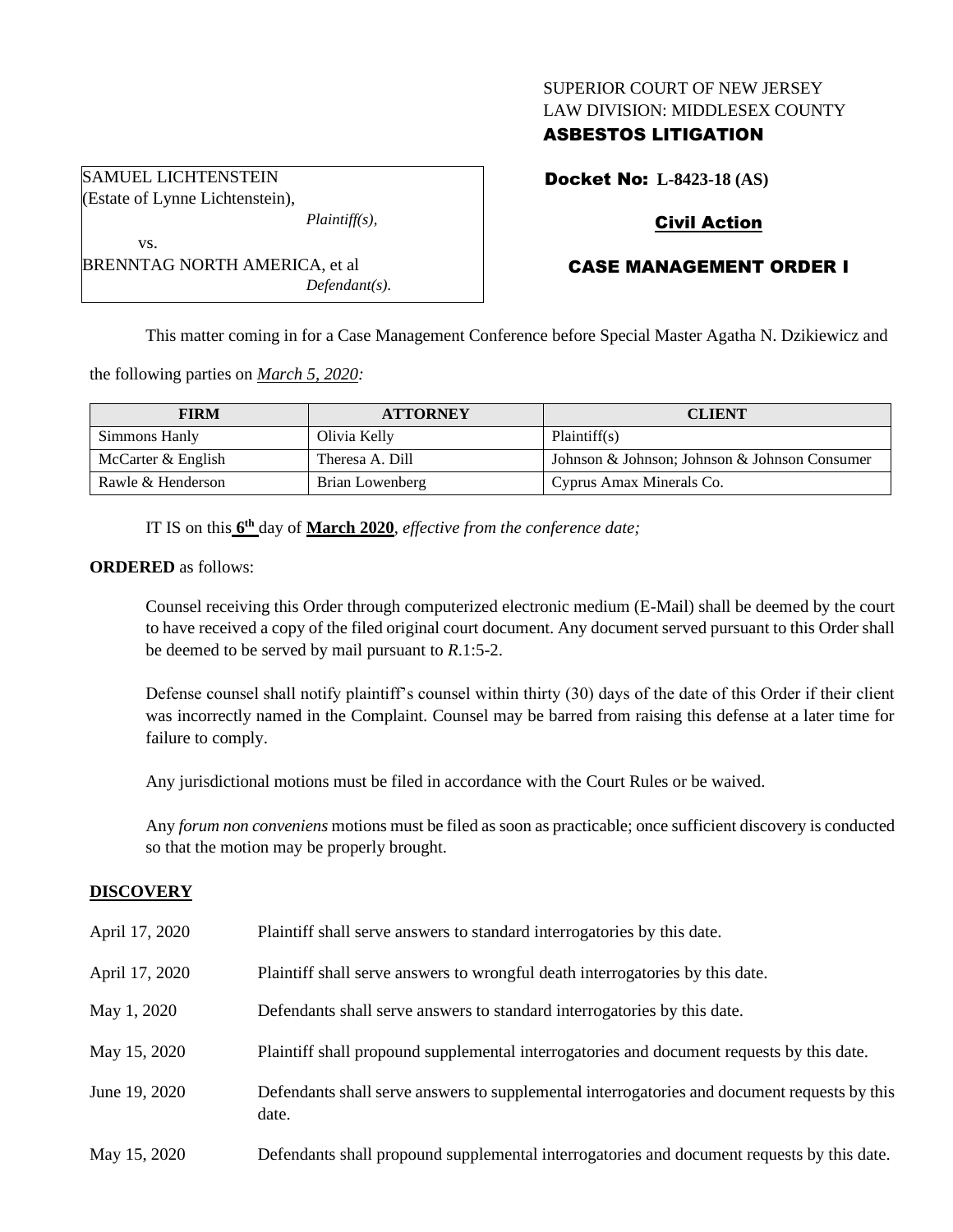SUPERIOR COURT OF NEW JERSEY
LAW DIVISION: MIDDLESEX COUNTY
**ASBESTOS LITIGATION**

SAMUEL LICHTENSTEIN
(Estate of Lynne Lichtenstein),
*Plaintiff(s),*
vs.
BRENNTAG NORTH AMERICA, et al
*Defendant(s).*

**Docket No: L-8423-18 (AS)**

**Civil Action**

**CASE MANAGEMENT ORDER I**

This matter coming in for a Case Management Conference before Special Master Agatha N. Dzikiewicz and the following parties on *March 5, 2020:*

| FIRM | ATTORNEY | CLIENT |
|---|---|---|
| Simmons Hanly | Olivia Kelly | Plaintiff(s) |
| McCarter & English | Theresa A. Dill | Johnson & Johnson; Johnson & Johnson Consumer |
| Rawle & Henderson | Brian Lowenberg | Cyprus Amax Minerals Co. |

IT IS on this **6th** day of **March 2020**, *effective from the conference date;*

**ORDERED** as follows:

Counsel receiving this Order through computerized electronic medium (E-Mail) shall be deemed by the court to have received a copy of the filed original court document. Any document served pursuant to this Order shall be deemed to be served by mail pursuant to *R*.1:5-2.

Defense counsel shall notify plaintiff's counsel within thirty (30) days of the date of this Order if their client was incorrectly named in the Complaint. Counsel may be barred from raising this defense at a later time for failure to comply.

Any jurisdictional motions must be filed in accordance with the Court Rules or be waived.

Any *forum non conveniens* motions must be filed as soon as practicable; once sufficient discovery is conducted so that the motion may be properly brought.

## DISCOVERY

| | |
|---|---|
| April 17, 2020 | Plaintiff shall serve answers to standard interrogatories by this date. |
| April 17, 2020 | Plaintiff shall serve answers to wrongful death interrogatories by this date. |
| May 1, 2020 | Defendants shall serve answers to standard interrogatories by this date. |
| May 15, 2020 | Plaintiff shall propound supplemental interrogatories and document requests by this date. |
| June 19, 2020 | Defendants shall serve answers to supplemental interrogatories and document requests by this date. |
| May 15, 2020 | Defendants shall propound supplemental interrogatories and document requests by this date. |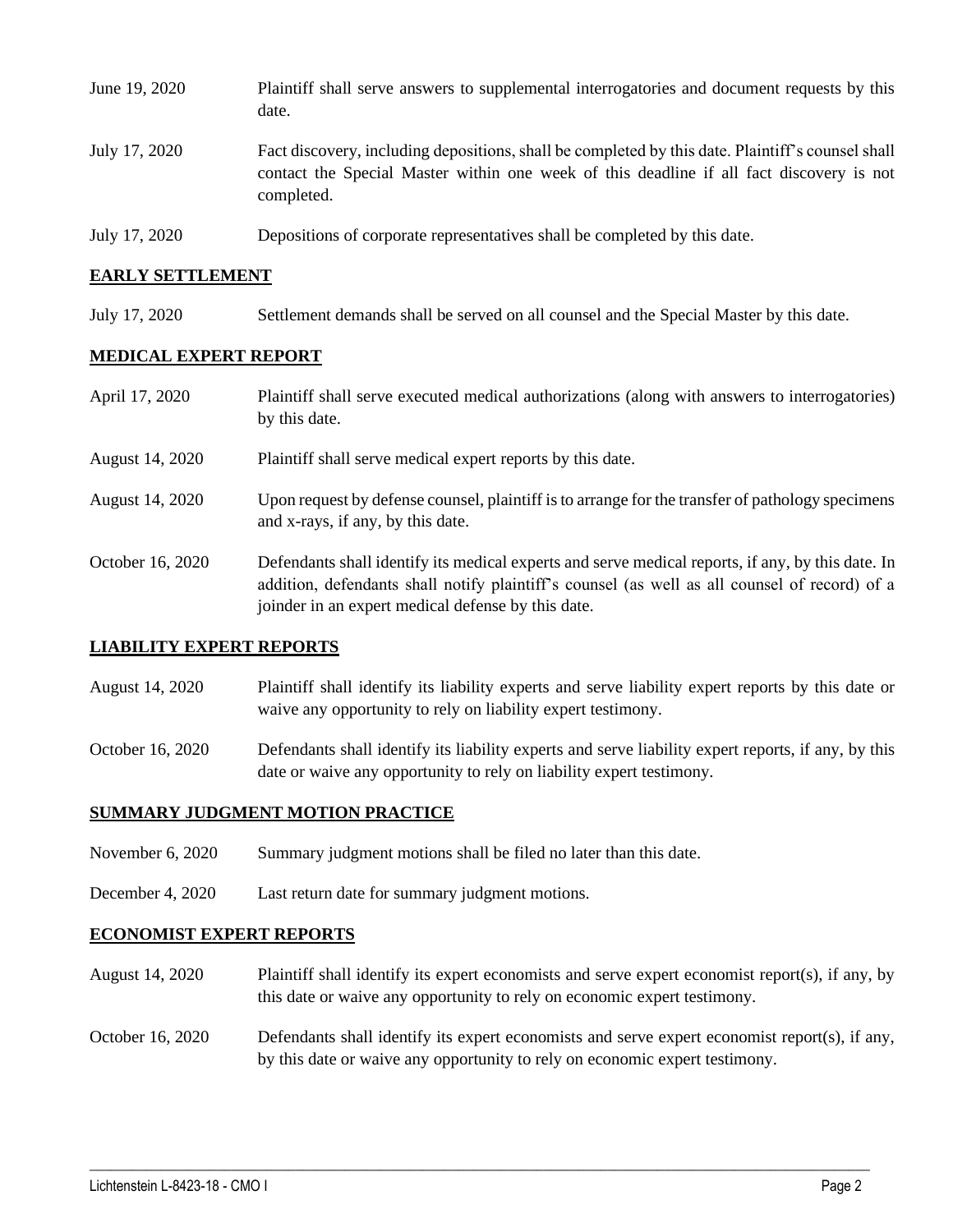| | |
|---|---|
| June 19, 2020 | Plaintiff shall serve answers to supplemental interrogatories and document requests by this date. |
| July 17, 2020 | Fact discovery, including depositions, shall be completed by this date. Plaintiff's counsel shall contact the Special Master within one week of this deadline if all fact discovery is not completed. |
| July 17, 2020 | Depositions of corporate representatives shall be completed by this date. |

## EARLY SETTLEMENT

| | |
|---|---|
| July 17, 2020 | Settlement demands shall be served on all counsel and the Special Master by this date. |

## MEDICAL EXPERT REPORT

| | |
|---|---|
| April 17, 2020 | Plaintiff shall serve executed medical authorizations (along with answers to interrogatories) by this date. |
| August 14, 2020 | Plaintiff shall serve medical expert reports by this date. |
| August 14, 2020 | Upon request by defense counsel, plaintiff is to arrange for the transfer of pathology specimens and x-rays, if any, by this date. |
| October 16, 2020 | Defendants shall identify its medical experts and serve medical reports, if any, by this date. In addition, defendants shall notify plaintiff's counsel (as well as all counsel of record) of a joinder in an expert medical defense by this date. |

## LIABILITY EXPERT REPORTS

| | |
|---|---|
| August 14, 2020 | Plaintiff shall identify its liability experts and serve liability expert reports by this date or waive any opportunity to rely on liability expert testimony. |
| October 16, 2020 | Defendants shall identify its liability experts and serve liability expert reports, if any, by this date or waive any opportunity to rely on liability expert testimony. |

## SUMMARY JUDGMENT MOTION PRACTICE

| | |
|---|---|
| November 6, 2020 | Summary judgment motions shall be filed no later than this date. |
| December 4, 2020 | Last return date for summary judgment motions. |

## ECONOMIST EXPERT REPORTS

| | |
|---|---|
| August 14, 2020 | Plaintiff shall identify its expert economists and serve expert economist report(s), if any, by this date or waive any opportunity to rely on economic expert testimony. |
| October 16, 2020 | Defendants shall identify its expert economists and serve expert economist report(s), if any, by this date or waive any opportunity to rely on economic expert testimony. |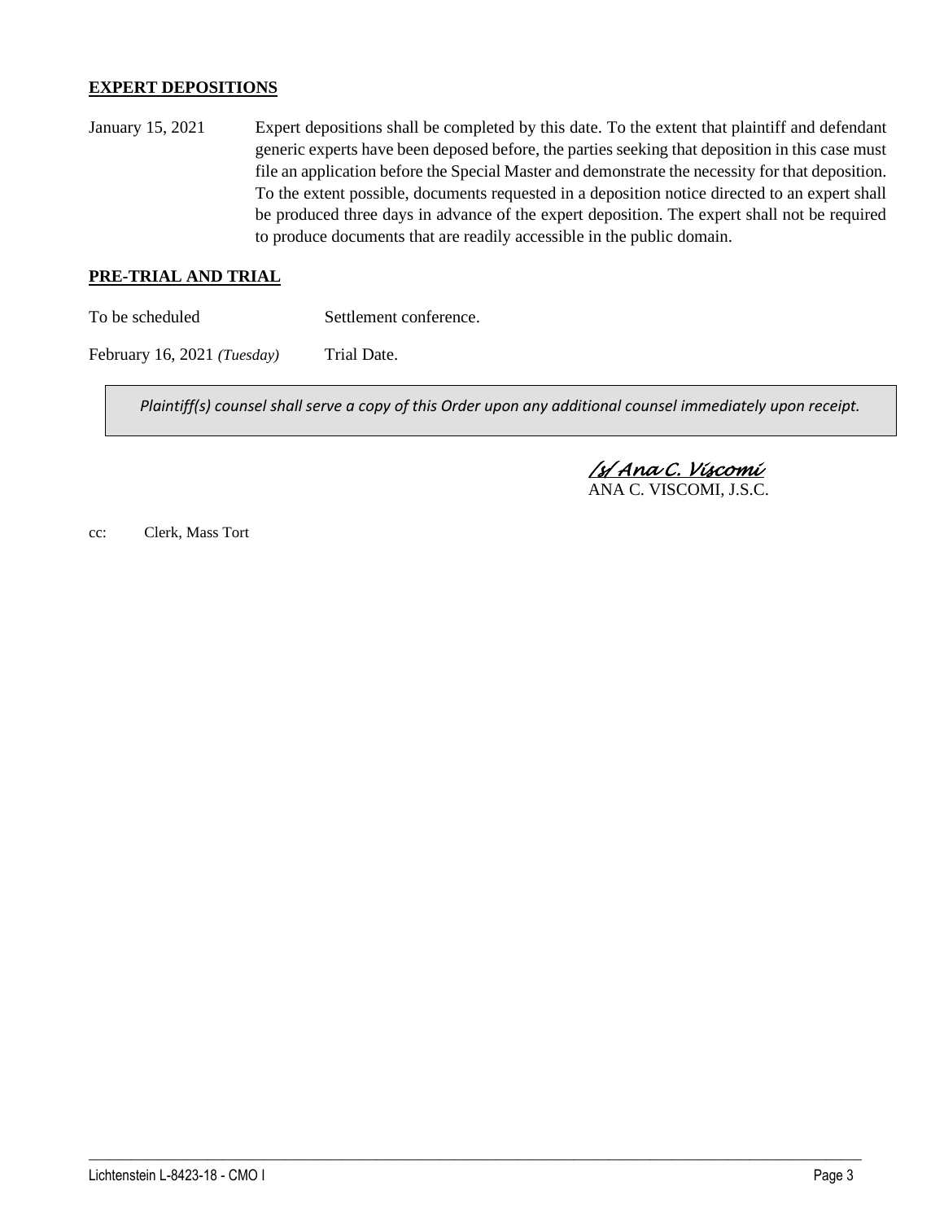**EXPERT DEPOSITIONS**

| | |
|---|---|
| January 15, 2021 | Expert depositions shall be completed by this date. To the extent that plaintiff and defendant generic experts have been deposed before, the parties seeking that deposition in this case must file an application before the Special Master and demonstrate the necessity for that deposition. To the extent possible, documents requested in a deposition notice directed to an expert shall be produced three days in advance of the expert deposition. The expert shall not be required to produce documents that are readily accessible in the public domain. |

**PRE-TRIAL AND TRIAL**

| | |
|---|---|
| To be scheduled | Settlement conference. |
| February 16, 2021 *(Tuesday)* | Trial Date. |

*Plaintiff(s) counsel shall serve a copy of this Order upon any additional counsel immediately upon receipt.*

*/s/ Ana C. Viscomi*
ANA C. VISCOMI, J.S.C.

cc: Clerk, Mass Tort